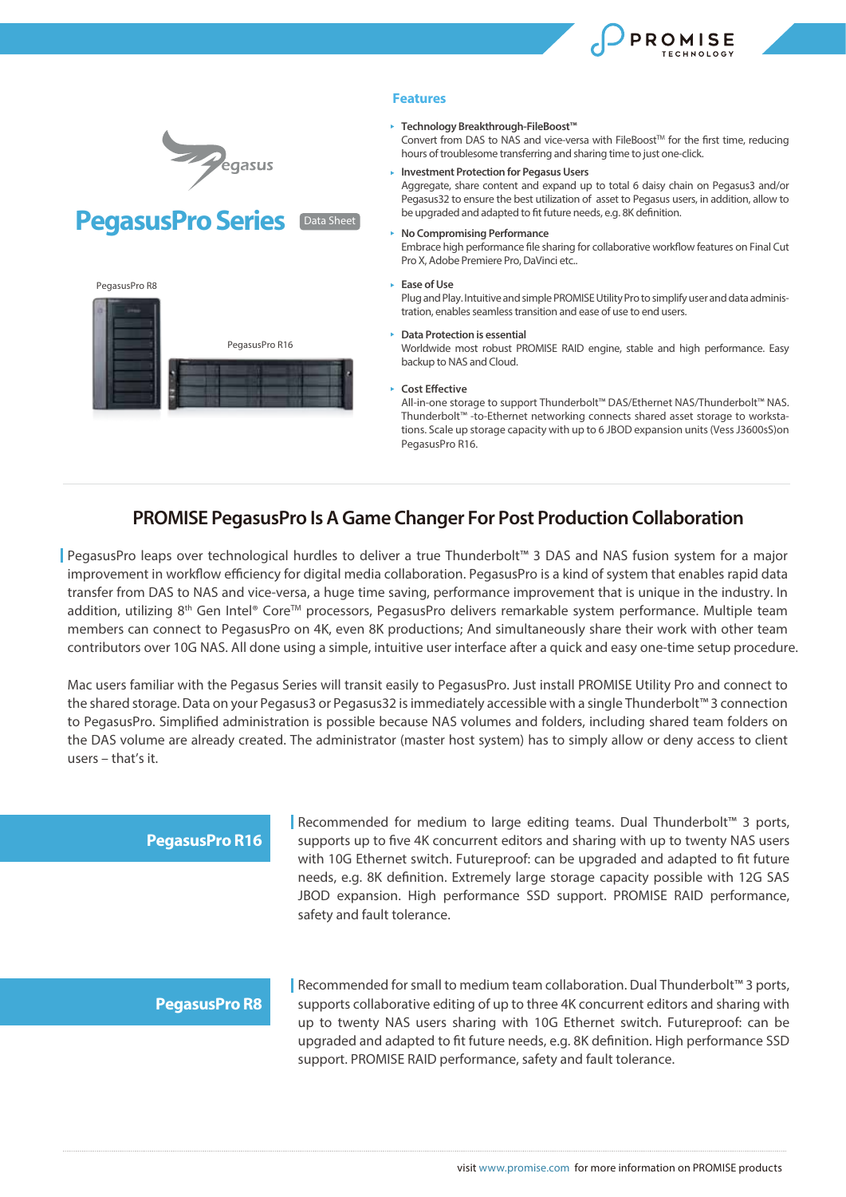# PegasusPro Series

Data Sheet

PegasusPro R8

PegasusPro R16

## Features

- **Technology Breakthrough-FileBoost™**
  Convert from DAS to NAS and vice-versa with FileBoost™ for the first time, reducing hours of troublesome transferring and sharing time to just one-click.
- **Investment Protection for Pegasus Users**
  Aggregate, share content and expand up to total 6 daisy chain on Pegasus3 and/or Pegasus32 to ensure the best utilization of asset to Pegasus users, in addition, allow to be upgraded and adapted to fit future needs, e.g. 8K definition.
- **No Compromising Performance**
  Embrace high performance file sharing for collaborative workflow features on Final Cut Pro X, Adobe Premiere Pro, DaVinci etc..
- **Ease of Use**
  Plug and Play. Intuitive and simple PROMISE Utility Pro to simplify user and data administration, enables seamless transition and ease of use to end users.
- **Data Protection is essential**
  Worldwide most robust PROMISE RAID engine, stable and high performance. Easy backup to NAS and Cloud.
- **Cost Effective**
  All-in-one storage to support Thunderbolt™ DAS/Ethernet NAS/Thunderbolt™ NAS. Thunderbolt™ -to-Ethernet networking connects shared asset storage to workstations. Scale up storage capacity with up to 6 JBOD expansion units (Vess J3600sS)on PegasusPro R16.

## PROMISE PegasusPro Is A Game Changer For Post Production Collaboration

PegasusPro leaps over technological hurdles to deliver a true Thunderbolt™ 3 DAS and NAS fusion system for a major improvement in workflow efficiency for digital media collaboration. PegasusPro is a kind of system that enables rapid data transfer from DAS to NAS and vice-versa, a huge time saving, performance improvement that is unique in the industry. In addition, utilizing 8th Gen Intel® Core™ processors, PegasusPro delivers remarkable system performance. Multiple team members can connect to PegasusPro on 4K, even 8K productions; And simultaneously share their work with other team contributors over 10G NAS. All done using a simple, intuitive user interface after a quick and easy one-time setup procedure.

Mac users familiar with the Pegasus Series will transit easily to PegasusPro. Just install PROMISE Utility Pro and connect to the shared storage. Data on your Pegasus3 or Pegasus32 is immediately accessible with a single Thunderbolt™ 3 connection to PegasusPro. Simplified administration is possible because NAS volumes and folders, including shared team folders on the DAS volume are already created. The administrator (master host system) has to simply allow or deny access to client users – that's it.

### PegasusPro R16

Recommended for medium to large editing teams. Dual Thunderbolt™ 3 ports, supports up to five 4K concurrent editors and sharing with up to twenty NAS users with 10G Ethernet switch. Futureproof: can be upgraded and adapted to fit future needs, e.g. 8K definition. Extremely large storage capacity possible with 12G SAS JBOD expansion. High performance SSD support. PROMISE RAID performance, safety and fault tolerance.

### PegasusPro R8

Recommended for small to medium team collaboration. Dual Thunderbolt™ 3 ports, supports collaborative editing of up to three 4K concurrent editors and sharing with up to twenty NAS users sharing with 10G Ethernet switch. Futureproof: can be upgraded and adapted to fit future needs, e.g. 8K definition. High performance SSD support. PROMISE RAID performance, safety and fault tolerance.

visit www.promise.com for more information on PROMISE products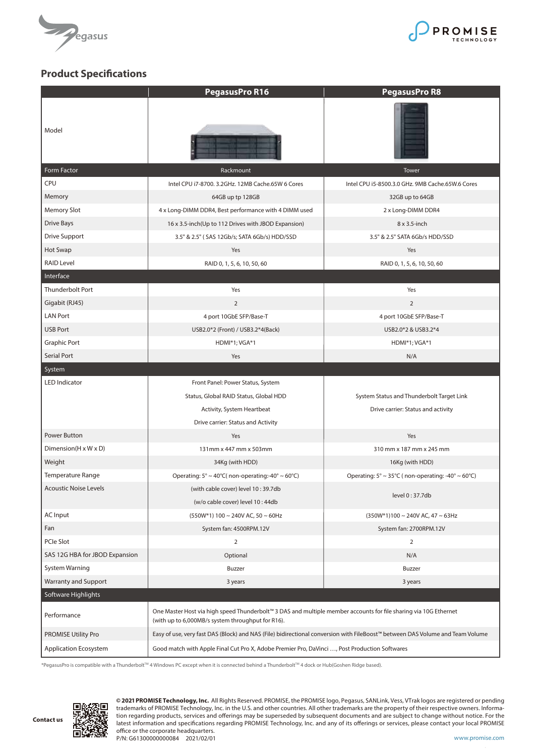## Product Specifications

| | PegasusPro R16 | PegasusPro R8 |
|---|---|---|
| Model | | |
| Form Factor | Rackmount | Tower |
| CPU | Intel CPU i7-8700. 3.2GHz. 12MB Cache.65W 6 Cores | Intel CPU i5-8500.3.0 GHz. 9MB Cache.65W.6 Cores |
| Memory | 64GB up tp 128GB | 32GB up to 64GB |
| Memory Slot | 4 x Long-DIMM DDR4, Best performance with 4 DIMM used | 2 x Long-DIMM DDR4 |
| Drive Bays | 16 x 3.5-inch(Up to 112 Drives with JBOD Expansion) | 8 x 3.5-inch |
| Drive Support | 3.5" & 2.5" ( SAS 12Gb/s; SATA 6Gb/s) HDD/SSD | 3.5" & 2.5" SATA 6Gb/s HDD/SSD |
| Hot Swap | Yes | Yes |
| RAID Level | RAID 0, 1, 5, 6, 10, 50, 60 | RAID 0, 1, 5, 6, 10, 50, 60 |
| **Interface** | | |
| Thunderbolt Port | Yes | Yes |
| Gigabit (RJ45) | 2 | 2 |
| LAN Port | 4 port 10GbE SFP/Base-T | 4 port 10GbE SFP/Base-T |
| USB Port | USB2.0*2 (Front) / USB3.2*4(Back) | USB2.0*2 & USB3.2*4 |
| Graphic Port | HDMI*1; VGA*1 | HDMI*1; VGA*1 |
| Serial Port | Yes | N/A |
| **System** | | |
| LED Indicator | Front Panel: Power Status, System Status, Global RAID Status, Global HDD Activity, System Heartbeat Drive carrier: Status and Activity | System Status and Thunderbolt Target Link Drive carrier: Status and activity |
| Power Button | Yes | Yes |
| Dimension(H x W x D) | 131mm x 447 mm x 503mm | 310 mm x 187 mm x 245 mm |
| Weight | 34Kg (with HDD) | 16Kg (with HDD) |
| Temperature Range | Operating: 5° ~ 40°C( non-operating:-40° ~ 60°C) | Operating: 5° ~ 35°C ( non-operating: -40° ~ 60°C) |
| Acoustic Noise Levels | (with cable cover) level 10 : 39.7db (w/o cable cover) level 10 : 44db | level 0 : 37.7db |
| AC Input | (550W*1) 100 ~ 240V AC, 50 ~ 60Hz | (350W*1)100 ~ 240V AC, 47 ~ 63Hz |
| Fan | System fan: 4500RPM.12V | System fan: 2700RPM.12V |
| PCIe Slot | 2 | 2 |
| SAS 12G HBA for JBOD Expansion | Optional | N/A |
| System Warning | Buzzer | Buzzer |
| Warranty and Support | 3 years | 3 years |
| **Software Highlights** | | |
| Performance | One Master Host via high speed Thunderbolt™ 3 DAS and multiple member accounts for file sharing via 10G Ethernet (with up to 6,000MB/s system throughput for R16). | |
| PROMISE Utility Pro | Easy of use, very fast DAS (Block) and NAS (File) bidirectional conversion with FileBoost™ between DAS Volume and Team Volume | |
| Application Ecosystem | Good match with Apple Final Cut Pro X, Adobe Premier Pro, DaVinci …, Post Production Softwares | |

*PegasusPro is compatible with a Thunderbolt™ 4 Windows PC except when it is connected behind a Thunderbolt™ 4 dock or Hub(Goshen Ridge based).

Contact us

**© 2021 PROMISE Technology, Inc.** All Rights Reserved. PROMISE, the PROMISE logo, Pegasus, SANLink, Vess, VTrak logos are registered or pending trademarks of PROMISE Technology, Inc. in the U.S. and other countries. All other trademarks are the property of their respective owners. Information regarding products, services and offerings may be superseded by subsequent documents and are subject to change without notice. For the latest information and specifications regarding PROMISE Technology, Inc. and any of its offerings or services, please contact your local PROMISE office or the corporate headquarters.
P/N: G613000000000084 2021/02/01

www.promise.com